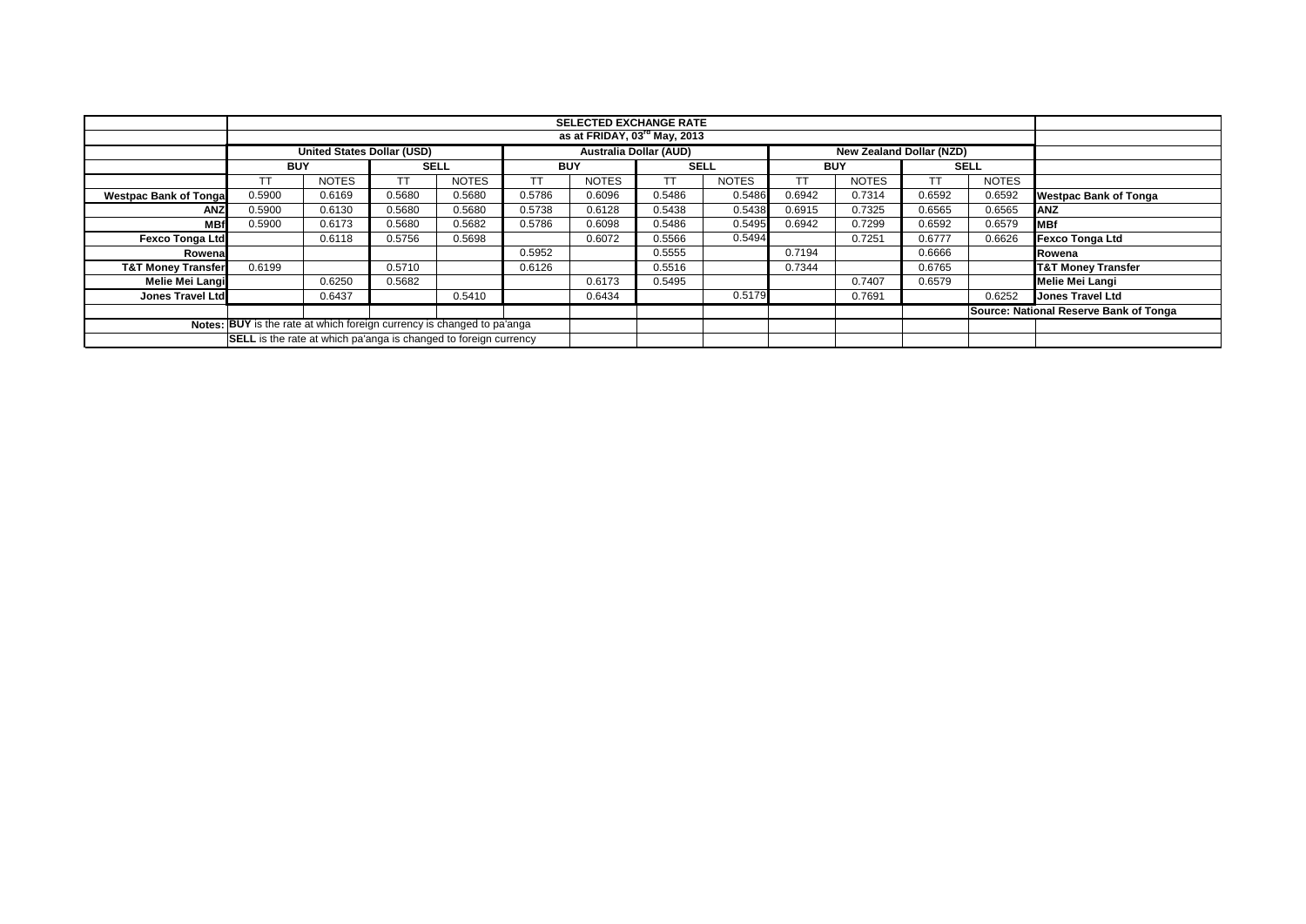| | SELECTED EXCHANGE RATE | | | | | | | | | | | | |
|---|---|---|---|---|---|---|---|---|---|---|---|---|---|
| | as at FRIDAY, 03rd May, 2013 | | | | | | | | | | | | |
| | United States Dollar (USD) | | | | Australia Dollar (AUD) | | | | New Zealand Dollar (NZD) | | | | |
| | BUY | | SELL | | BUY | | SELL | | BUY | | SELL | | |
| | TT | NOTES | TT | NOTES | TT | NOTES | TT | NOTES | TT | NOTES | TT | NOTES | |
| **Westpac Bank of Tonga** | 0.5900 | 0.6169 | 0.5680 | 0.5680 | 0.5786 | 0.6096 | 0.5486 | 0.5486 | 0.6942 | 0.7314 | 0.6592 | 0.6592 | **Westpac Bank of Tonga** |
| **ANZ** | 0.5900 | 0.6130 | 0.5680 | 0.5680 | 0.5738 | 0.6128 | 0.5438 | 0.5438 | 0.6915 | 0.7325 | 0.6565 | 0.6565 | **ANZ** |
| **MBf** | 0.5900 | 0.6173 | 0.5680 | 0.5682 | 0.5786 | 0.6098 | 0.5486 | 0.5495 | 0.6942 | 0.7299 | 0.6592 | 0.6579 | **MBf** |
| **Fexco Tonga Ltd** | | 0.6118 | 0.5756 | 0.5698 | | 0.6072 | 0.5566 | 0.5494 | | 0.7251 | 0.6777 | 0.6626 | **Fexco Tonga Ltd** |
| **Rowena** | | | | | 0.5952 | | 0.5555 | | 0.7194 | | 0.6666 | | **Rowena** |
| **T&T Money Transfer** | 0.6199 | | 0.5710 | | 0.6126 | | 0.5516 | | 0.7344 | | 0.6765 | | **T&T Money Transfer** |
| **Melie Mei Langi** | | 0.6250 | 0.5682 | | | 0.6173 | 0.5495 | | | 0.7407 | 0.6579 | | **Melie Mei Langi** |
| **Jones Travel Ltd** | | 0.6437 | | 0.5410 | | 0.6434 | | 0.5179 | | 0.7691 | | 0.6252 | **Jones Travel Ltd** |
| | | | | | | | | | | | | | **Source: National Reserve Bank of Tonga** |
| **Notes:** | **BUY** is the rate at which foreign currency is changed to pa'anga | | | | | | | | | | | | |
| | **SELL** is the rate at which pa'anga is changed to foreign currency | | | | | | | | | | | | |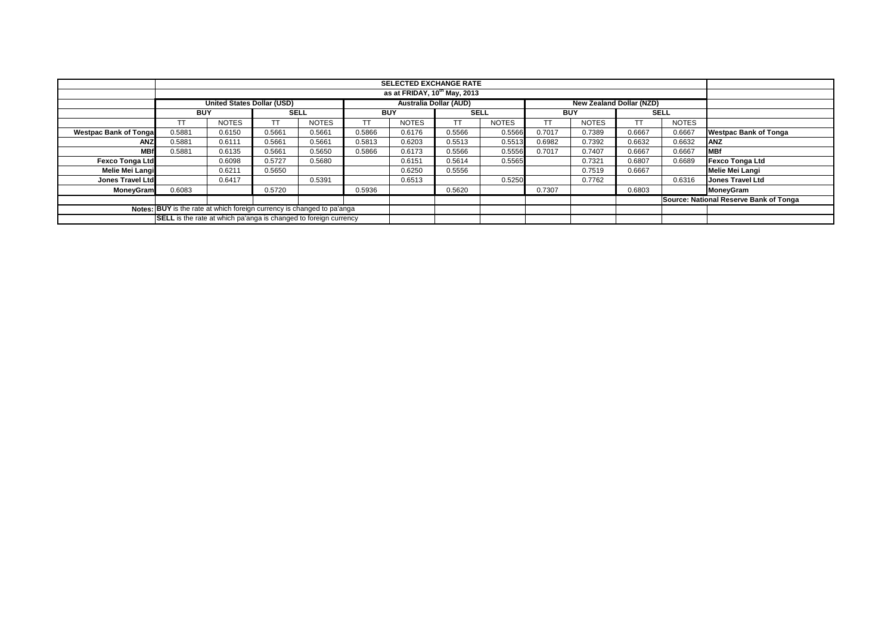| | SELECTED EXCHANGE RATE | | | | | | | | | | | | |
|---|---|---|---|---|---|---|---|---|---|---|---|---|---|
| | as at FRIDAY, 10th May, 2013 | | | | | | | | | | | | |
| | United States Dollar (USD) | | | | Australia Dollar (AUD) | | | | New Zealand Dollar (NZD) | | | | |
| | BUY | | SELL | | BUY | | SELL | | BUY | | SELL | | |
| | TT | NOTES | TT | NOTES | TT | NOTES | TT | NOTES | TT | NOTES | TT | NOTES | |
| **Westpac Bank of Tonga** | 0.5881 | 0.6150 | 0.5661 | 0.5661 | 0.5866 | 0.6176 | 0.5566 | 0.5566 | 0.7017 | 0.7389 | 0.6667 | 0.6667 | **Westpac Bank of Tonga** |
| **ANZ** | 0.5881 | 0.6111 | 0.5661 | 0.5661 | 0.5813 | 0.6203 | 0.5513 | 0.5513 | 0.6982 | 0.7392 | 0.6632 | 0.6632 | **ANZ** |
| **MBf** | 0.5881 | 0.6135 | 0.5661 | 0.5650 | 0.5866 | 0.6173 | 0.5566 | 0.5556 | 0.7017 | 0.7407 | 0.6667 | 0.6667 | **MBf** |
| **Fexco Tonga Ltd** | | 0.6098 | 0.5727 | 0.5680 | | 0.6151 | 0.5614 | 0.5565 | | 0.7321 | 0.6807 | 0.6689 | **Fexco Tonga Ltd** |
| **Melie Mei Langi** | | 0.6211 | 0.5650 | | | 0.6250 | 0.5556 | | | 0.7519 | 0.6667 | | **Melie Mei Langi** |
| **Jones Travel Ltd** | | 0.6417 | | 0.5391 | | 0.6513 | | 0.5250 | | 0.7762 | | 0.6316 | **Jones Travel Ltd** |
| **MoneyGram** | 0.6083 | | 0.5720 | | 0.5936 | | 0.5620 | | 0.7307 | | 0.6803 | | **MoneyGram** |
| | | | | | | | | | | | | | **Source: National Reserve Bank of Tonga** |
| Notes: | **BUY** is the rate at which foreign currency is changed to pa'anga | | | | | | | | | | | | |
| | **SELL** is the rate at which pa'anga is changed to foreign currency | | | | | | | | | | | | |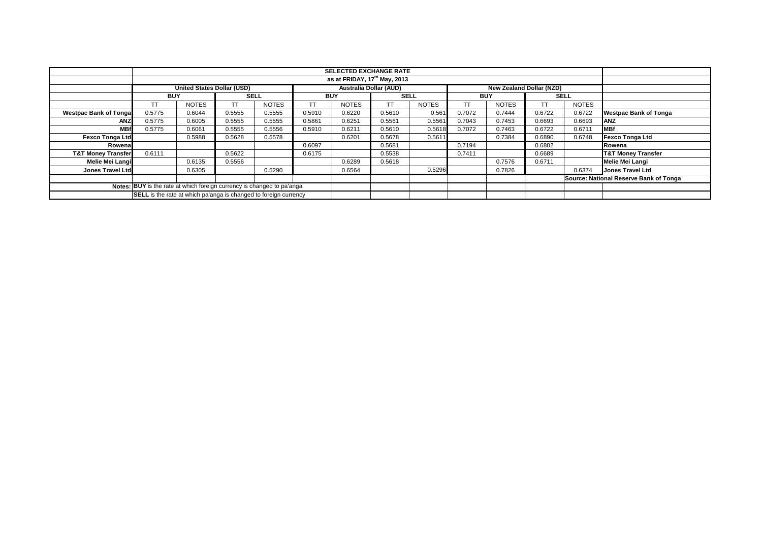| | SELECTED EXCHANGE RATE | | | | | | | | | | | | |
|---|---|---|---|---|---|---|---|---|---|---|---|---|---|
| | as at FRIDAY, 17th May, 2013 | | | | | | | | | | | | |
| | United States Dollar (USD) | | | | Australia Dollar (AUD) | | | | New Zealand Dollar (NZD) | | | | |
| | BUY | | SELL | | BUY | | SELL | | BUY | | SELL | | |
| | TT | NOTES | TT | NOTES | TT | NOTES | TT | NOTES | TT | NOTES | TT | NOTES | |
| **Westpac Bank of Tonga** | 0.5775 | 0.6044 | 0.5555 | 0.5555 | 0.5910 | 0.6220 | 0.5610 | 0.561 | 0.7072 | 0.7444 | 0.6722 | 0.6722 | **Westpac Bank of Tonga** |
| **ANZ** | 0.5775 | 0.6005 | 0.5555 | 0.5555 | 0.5861 | 0.6251 | 0.5561 | 0.5561 | 0.7043 | 0.7453 | 0.6693 | 0.6693 | **ANZ** |
| **MBf** | 0.5775 | 0.6061 | 0.5555 | 0.5556 | 0.5910 | 0.6211 | 0.5610 | 0.5618 | 0.7072 | 0.7463 | 0.6722 | 0.6711 | **MBf** |
| **Fexco Tonga Ltd** | | 0.5988 | 0.5628 | 0.5578 | | 0.6201 | 0.5678 | 0.5611 | | 0.7384 | 0.6890 | 0.6748 | **Fexco Tonga Ltd** |
| **Rowena** | | | | | 0.6097 | | 0.5681 | | 0.7194 | | 0.6802 | | **Rowena** |
| **T&T Money Transfer** | 0.6111 | | 0.5622 | | 0.6175 | | 0.5538 | | 0.7411 | | 0.6689 | | **T&T Money Transfer** |
| **Melie Mei Langi** | | 0.6135 | 0.5556 | | | 0.6289 | 0.5618 | | | 0.7576 | 0.6711 | | **Melie Mei Langi** |
| **Jones Travel Ltd** | | 0.6305 | | 0.5290 | | 0.6564 | | 0.5296 | | 0.7826 | | 0.6374 | **Jones Travel Ltd** |
| | | | | | | | | | | | | | **Source: National Reserve Bank of Tonga** |
| Notes: | **BUY** is the rate at which foreign currency is changed to pa'anga | | | | | | | | | | | | |
| | **SELL** is the rate at which pa'anga is changed to foreign currency | | | | | | | | | | | | |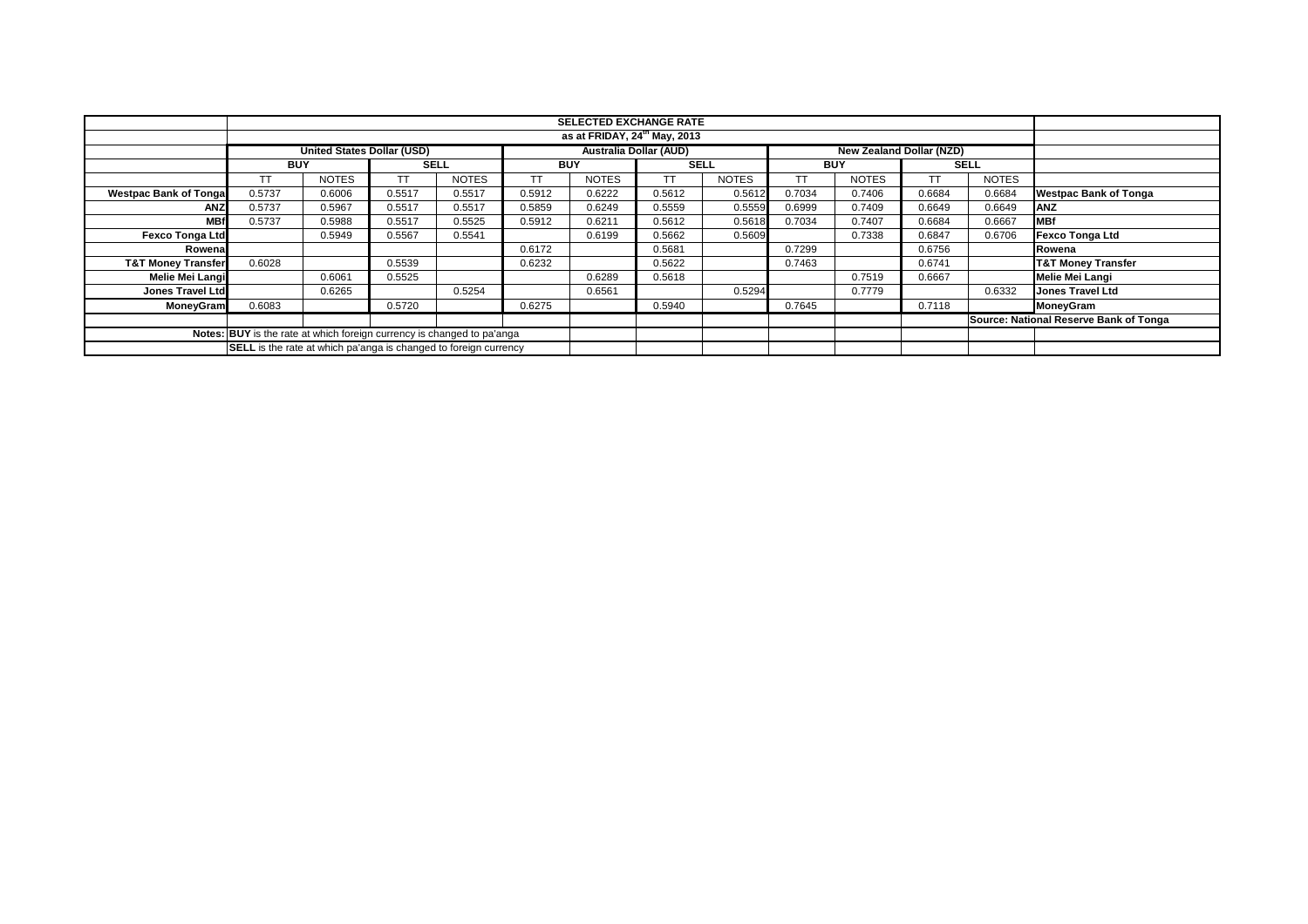| | SELECTED EXCHANGE RATE | | | | | | | | | | | | |
|---|---|---|---|---|---|---|---|---|---|---|---|---|---|
| | as at FRIDAY, 24th May, 2013 | | | | | | | | | | | | |
| | United States Dollar (USD) | | | | Australia Dollar (AUD) | | | | New Zealand Dollar (NZD) | | | | |
| | BUY | | SELL | | BUY | | SELL | | BUY | | SELL | | |
| | TT | NOTES | TT | NOTES | TT | NOTES | TT | NOTES | TT | NOTES | TT | NOTES | |
| **Westpac Bank of Tonga** | 0.5737 | 0.6006 | 0.5517 | 0.5517 | 0.5912 | 0.6222 | 0.5612 | 0.5612 | 0.7034 | 0.7406 | 0.6684 | 0.6684 | **Westpac Bank of Tonga** |
| **ANZ** | 0.5737 | 0.5967 | 0.5517 | 0.5517 | 0.5859 | 0.6249 | 0.5559 | 0.5559 | 0.6999 | 0.7409 | 0.6649 | 0.6649 | **ANZ** |
| **MBf** | 0.5737 | 0.5988 | 0.5517 | 0.5525 | 0.5912 | 0.6211 | 0.5612 | 0.5618 | 0.7034 | 0.7407 | 0.6684 | 0.6667 | **MBf** |
| **Fexco Tonga Ltd** | | 0.5949 | 0.5567 | 0.5541 | | 0.6199 | 0.5662 | 0.5609 | | 0.7338 | 0.6847 | 0.6706 | **Fexco Tonga Ltd** |
| **Rowena** | | | | | 0.6172 | | 0.5681 | | 0.7299 | | 0.6756 | | **Rowena** |
| **T&T Money Transfer** | 0.6028 | | 0.5539 | | 0.6232 | | 0.5622 | | 0.7463 | | 0.6741 | | **T&T Money Transfer** |
| **Melie Mei Langi** | | 0.6061 | 0.5525 | | | 0.6289 | 0.5618 | | | 0.7519 | 0.6667 | | **Melie Mei Langi** |
| **Jones Travel Ltd** | | 0.6265 | | 0.5254 | | 0.6561 | | 0.5294 | | 0.7779 | | 0.6332 | **Jones Travel Ltd** |
| **MoneyGram** | 0.6083 | | 0.5720 | | 0.6275 | | 0.5940 | | 0.7645 | | 0.7118 | | **MoneyGram** |
| | | | | | | | | | | | | | **Source: National Reserve Bank of Tonga** |
| | **Notes: BUY** is the rate at which foreign currency is changed to pa'anga | | | | | | | | | | | | |
| | **SELL** is the rate at which pa'anga is changed to foreign currency | | | | | | | | | | | | |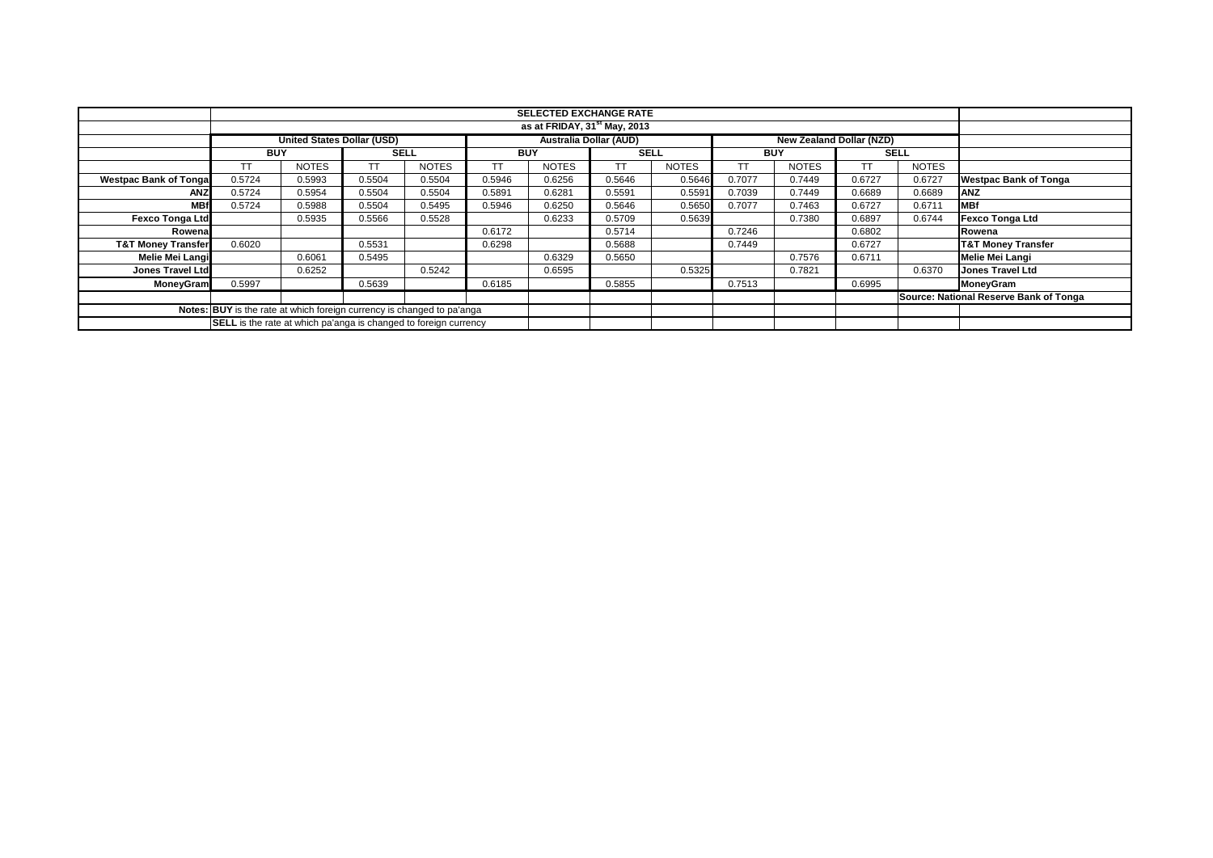| | SELECTED EXCHANGE RATE | | | | | | | | | | | | |
|---|---|---|---|---|---|---|---|---|---|---|---|---|---|
| | as at FRIDAY, 31[st] May, 2013 | | | | | | | | | | | | |
| | United States Dollar (USD) | | | | Australia Dollar (AUD) | | | | New Zealand Dollar (NZD) | | | | |
| | BUY | | SELL | | BUY | | SELL | | BUY | | SELL | | |
| | TT | NOTES | TT | NOTES | TT | NOTES | TT | NOTES | TT | NOTES | TT | NOTES | |
| Westpac Bank of Tonga | 0.5724 | 0.5993 | 0.5504 | 0.5504 | 0.5946 | 0.6256 | 0.5646 | 0.5646 | 0.7077 | 0.7449 | 0.6727 | 0.6727 | Westpac Bank of Tonga |
| ANZ | 0.5724 | 0.5954 | 0.5504 | 0.5504 | 0.5891 | 0.6281 | 0.5591 | 0.5591 | 0.7039 | 0.7449 | 0.6689 | 0.6689 | ANZ |
| MBf | 0.5724 | 0.5988 | 0.5504 | 0.5495 | 0.5946 | 0.6250 | 0.5646 | 0.5650 | 0.7077 | 0.7463 | 0.6727 | 0.6711 | MBf |
| Fexco Tonga Ltd | | 0.5935 | 0.5566 | 0.5528 | | 0.6233 | 0.5709 | 0.5639 | | 0.7380 | 0.6897 | 0.6744 | Fexco Tonga Ltd |
| Rowena | | | | | 0.6172 | | 0.5714 | | 0.7246 | | 0.6802 | | Rowena |
| T&T Money Transfer | 0.6020 | | 0.5531 | | 0.6298 | | 0.5688 | | 0.7449 | | 0.6727 | | T&T Money Transfer |
| Melie Mei Langi | | 0.6061 | 0.5495 | | | 0.6329 | 0.5650 | | | 0.7576 | 0.6711 | | Melie Mei Langi |
| Jones Travel Ltd | | 0.6252 | | 0.5242 | | 0.6595 | | 0.5325 | | 0.7821 | | 0.6370 | Jones Travel Ltd |
| MoneyGram | 0.5997 | | 0.5639 | | 0.6185 | | 0.5855 | | 0.7513 | | 0.6995 | | MoneyGram |
| | | | | | | | | | | | | | Source: National Reserve Bank of Tonga |
| Notes: | **BUY** is the rate at which foreign currency is changed to pa'anga | | | | | | | | | | | | |
| | **SELL** is the rate at which pa'anga is changed to foreign currency | | | | | | | | | | | | |